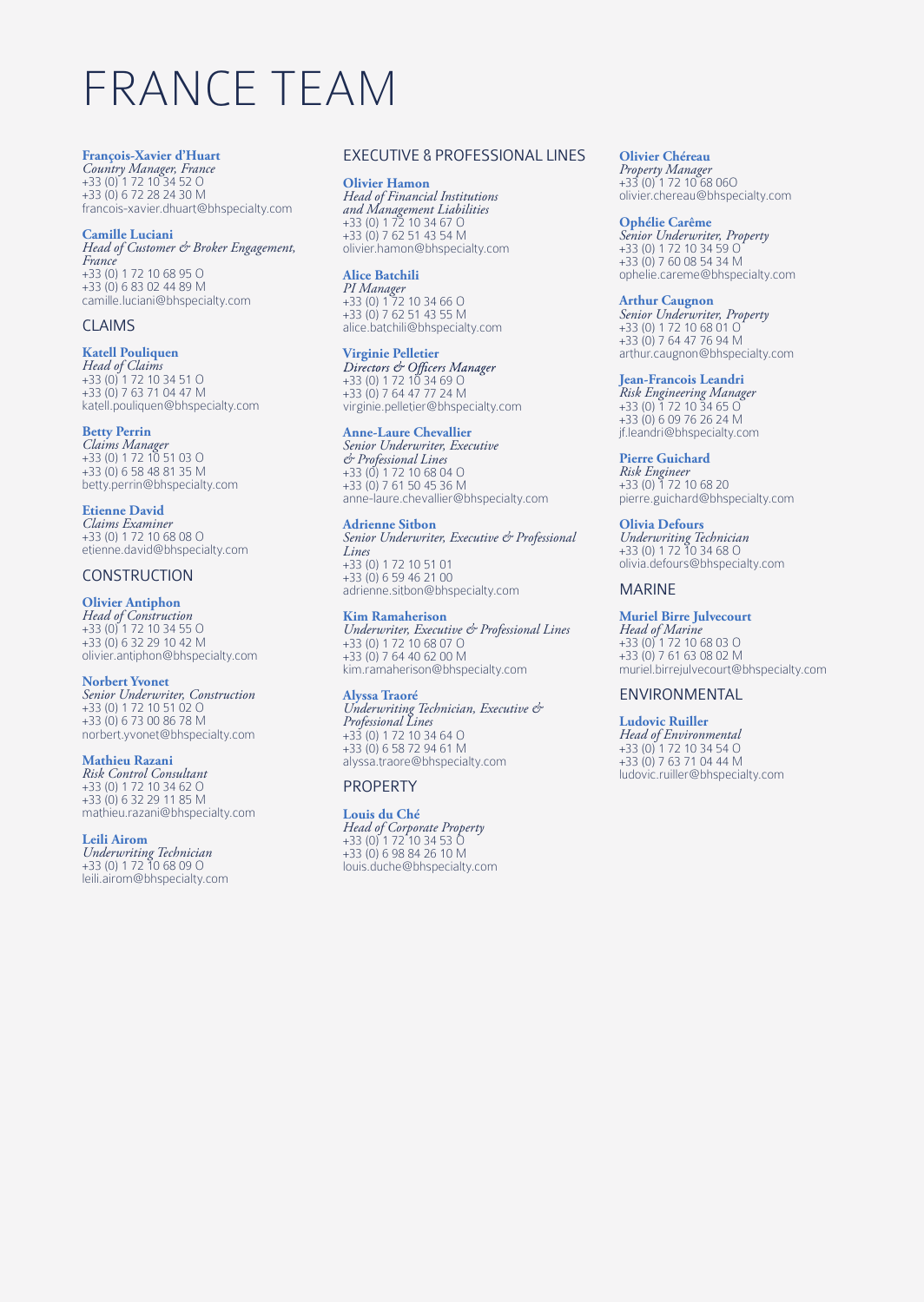# FRANCE TEAM

**François-Xavier d'Huart**
*Country Manager, France*
+33 (0) 1 72 10 34 52 O
+33 (0) 6 72 28 24 30 M
francois-xavier.dhuart@bhspecialty.com

**Camille Luciani**
*Head of Customer & Broker Engagement, France*
+33 (0) 1 72 10 68 95 O
+33 (0) 6 83 02 44 89 M
camille.luciani@bhspecialty.com

## CLAIMS

**Katell Pouliquen**
*Head of Claims*
+33 (0) 1 72 10 34 51 O
+33 (0) 7 63 71 04 47 M
katell.pouliquen@bhspecialty.com

**Betty Perrin**
*Claims Manager*
+33 (0) 1 72 10 51 03 O
+33 (0) 6 58 48 81 35 M
betty.perrin@bhspecialty.com

**Etienne David**
*Claims Examiner*
+33 (0) 1 72 10 68 08 O
etienne.david@bhspecialty.com

## CONSTRUCTION

**Olivier Antiphon**
*Head of Construction*
+33 (0) 1 72 10 34 55 O
+33 (0) 6 32 29 10 42 M
olivier.antiphon@bhspecialty.com

**Norbert Yvonet**
*Senior Underwriter, Construction*
+33 (0) 1 72 10 51 02 O
+33 (0) 6 73 00 86 78 M
norbert.yvonet@bhspecialty.com

**Mathieu Razani**
*Risk Control Consultant*
+33 (0) 1 72 10 34 62 O
+33 (0) 6 32 29 11 85 M
mathieu.razani@bhspecialty.com

**Leili Airom**
*Underwriting Technician*
+33 (0) 1 72 10 68 09 O
leili.airom@bhspecialty.com

## EXECUTIVE & PROFESSIONAL LINES

**Olivier Hamon**
*Head of Financial Institutions and Management Liabilities*
+33 (0) 1 72 10 34 67 O
+33 (0) 7 62 51 43 54 M
olivier.hamon@bhspecialty.com

**Alice Batchili**
*PI Manager*
+33 (0) 1 72 10 34 66 O
+33 (0) 7 62 51 43 55 M
alice.batchili@bhspecialty.com

**Virginie Pelletier**
*Directors & Officers Manager*
+33 (0) 1 72 10 34 69 O
+33 (0) 7 64 47 77 24 M
virginie.pelletier@bhspecialty.com

**Anne-Laure Chevallier**
*Senior Underwriter, Executive & Professional Lines*
+33 (0) 1 72 10 68 04 O
+33 (0) 7 61 50 45 36 M
anne-laure.chevallier@bhspecialty.com

**Adrienne Sitbon**
*Senior Underwriter, Executive & Professional Lines*
+33 (0) 1 72 10 51 01
+33 (0) 6 59 46 21 00
adrienne.sitbon@bhspecialty.com

**Kim Ramaherison**
*Underwriter, Executive & Professional Lines*
+33 (0) 1 72 10 68 07 O
+33 (0) 7 64 40 62 00 M
kim.ramaherison@bhspecialty.com

**Alyssa Traoré**
*Underwriting Technician, Executive & Professional Lines*
+33 (0) 1 72 10 34 64 O
+33 (0) 6 58 72 94 61 M
alyssa.traore@bhspecialty.com

## PROPERTY

**Louis du Ché**
*Head of Corporate Property*
+33 (0) 1 72 10 34 53 O
+33 (0) 6 98 84 26 10 M
louis.duche@bhspecialty.com

**Olivier Chéreau**
*Property Manager*
+33 (0) 1 72 10 68 06O
olivier.chereau@bhspecialty.com

**Ophélie Carême**
*Senior Underwriter, Property*
+33 (0) 1 72 10 34 59 O
+33 (0) 7 60 08 54 34 M
ophelie.careme@bhspecialty.com

**Arthur Caugnon**
*Senior Underwriter, Property*
+33 (0) 1 72 10 68 01 O
+33 (0) 7 64 47 76 94 M
arthur.caugnon@bhspecialty.com

**Jean-Francois Leandri**
*Risk Engineering Manager*
+33 (0) 1 72 10 34 65 O
+33 (0) 6 09 76 26 24 M
jf.leandri@bhspecialty.com

**Pierre Guichard**
*Risk Engineer*
+33 (0) 1 72 10 68 20
pierre.guichard@bhspecialty.com

**Olivia Defours**
*Underwriting Technician*
+33 (0) 1 72 10 34 68 O
olivia.defours@bhspecialty.com

## MARINE

**Muriel Birre Julvecourt**
*Head of Marine*
+33 (0) 1 72 10 68 03 O
+33 (0) 7 61 63 08 02 M
muriel.birrejulvecourt@bhspecialty.com

## ENVIRONMENTAL

**Ludovic Ruiller**
*Head of Environmental*
+33 (0) 1 72 10 34 54 O
+33 (0) 7 63 71 04 44 M
ludovic.ruiller@bhspecialty.com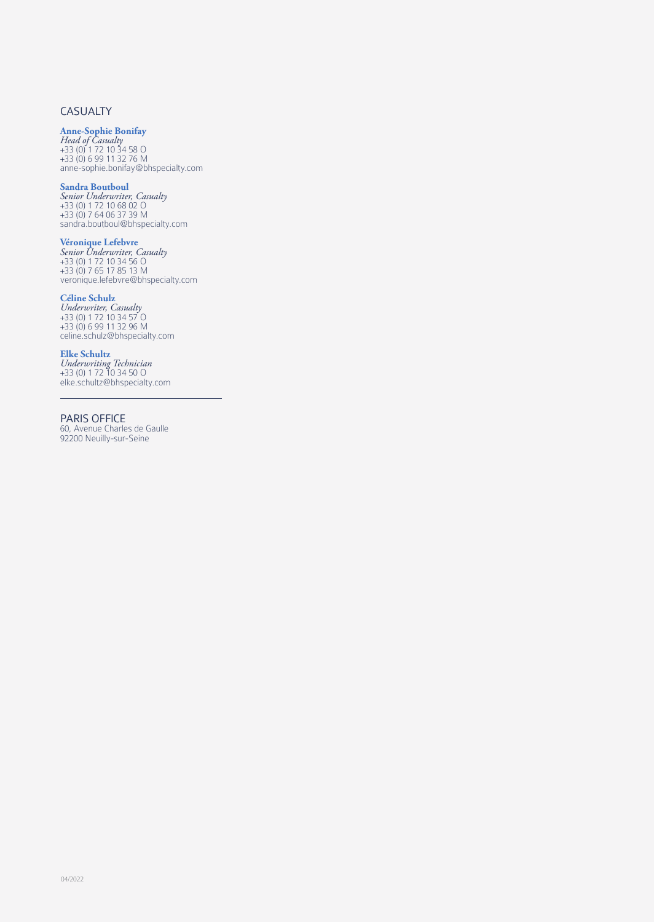## CASUALTY

**Anne-Sophie Bonifay**
*Head of Casualty*
+33 (0) 1 72 10 34 58 O
+33 (0) 6 99 11 32 76 M
anne-sophie.bonifay@bhspecialty.com

**Sandra Boutboul**
*Senior Underwriter, Casualty*
+33 (0) 1 72 10 68 02 O
+33 (0) 7 64 06 37 39 M
sandra.boutboul@bhspecialty.com

**Véronique Lefebvre**
*Senior Underwriter, Casualty*
+33 (0) 1 72 10 34 56 O
+33 (0) 7 65 17 85 13 M
veronique.lefebvre@bhspecialty.com

**Céline Schulz**
*Underwriter, Casualty*
+33 (0) 1 72 10 34 57 O
+33 (0) 6 99 11 32 96 M
celine.schulz@bhspecialty.com

**Elke Schultz**
*Underwriting Technician*
+33 (0) 1 72 10 34 50 O
elke.schultz@bhspecialty.com

---

## PARIS OFFICE

60, Avenue Charles de Gaulle
92200 Neuilly-sur-Seine

04/2022